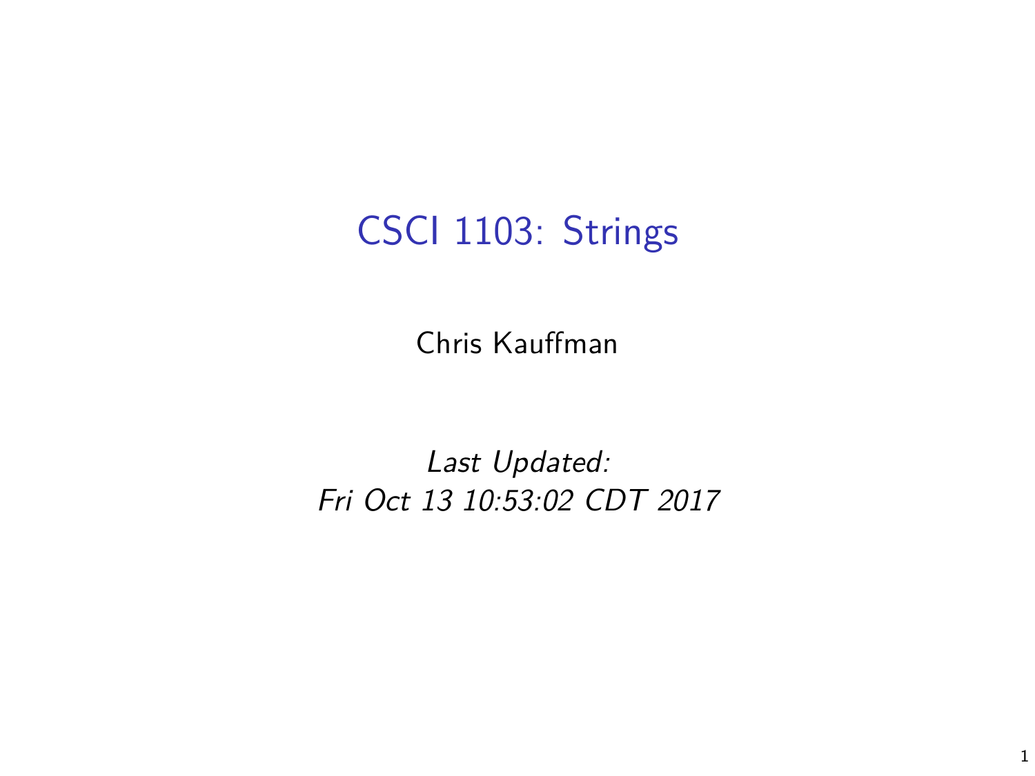# CSCI 1103: Strings

Chris Kauffman

*Last Updated:*
*Fri Oct 13 10:53:02 CDT 2017*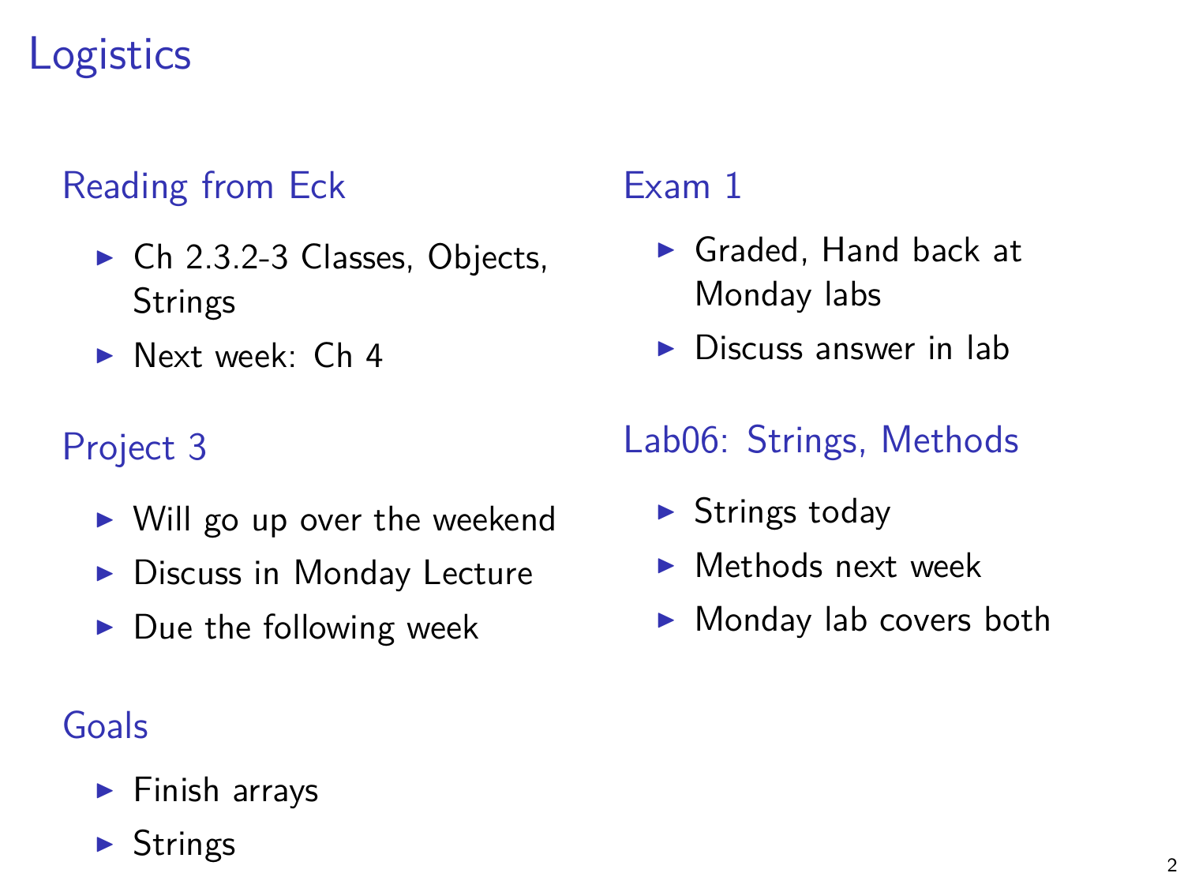# Logistics

## Reading from Eck

- Ch 2.3.2-3 Classes, Objects, Strings
- Next week: Ch 4

## Project 3

- Will go up over the weekend
- Discuss in Monday Lecture
- Due the following week

## Goals

- Finish arrays
- Strings

## Exam 1

- Graded, Hand back at Monday labs
- Discuss answer in lab

## Lab06: Strings, Methods

- Strings today
- Methods next week
- Monday lab covers both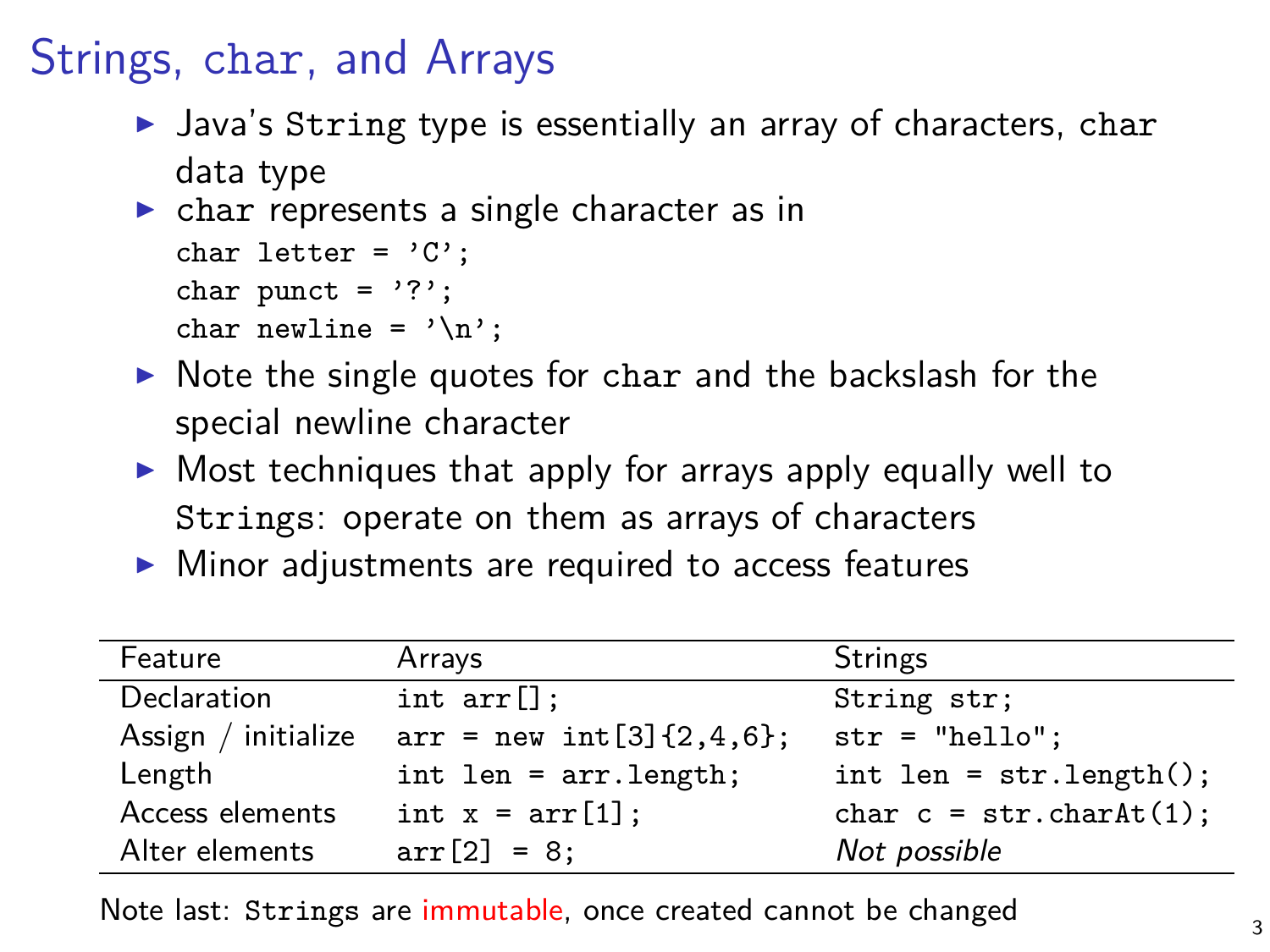# Strings, char, and Arrays

- Java's `String` type is essentially an array of characters, `char` data type
- `char` represents a single character as in

```
char letter = 'C';
char punct = '?';
char newline = '\n';
```

- Note the single quotes for `char` and the backslash for the special newline character
- Most techniques that apply for arrays apply equally well to `Strings`: operate on them as arrays of characters
- Minor adjustments are required to access features

| Feature | Arrays | Strings |
|---|---|---|
| Declaration | `int arr[];` | `String str;` |
| Assign / initialize | `arr = new int[3]{2,4,6};` | `str = "hello";` |
| Length | `int len = arr.length;` | `int len = str.length();` |
| Access elements | `int x = arr[1];` | `char c = str.charAt(1);` |
| Alter elements | `arr[2] = 8;` | *Not possible* |

Note last: `Strings` are immutable, once created cannot be changed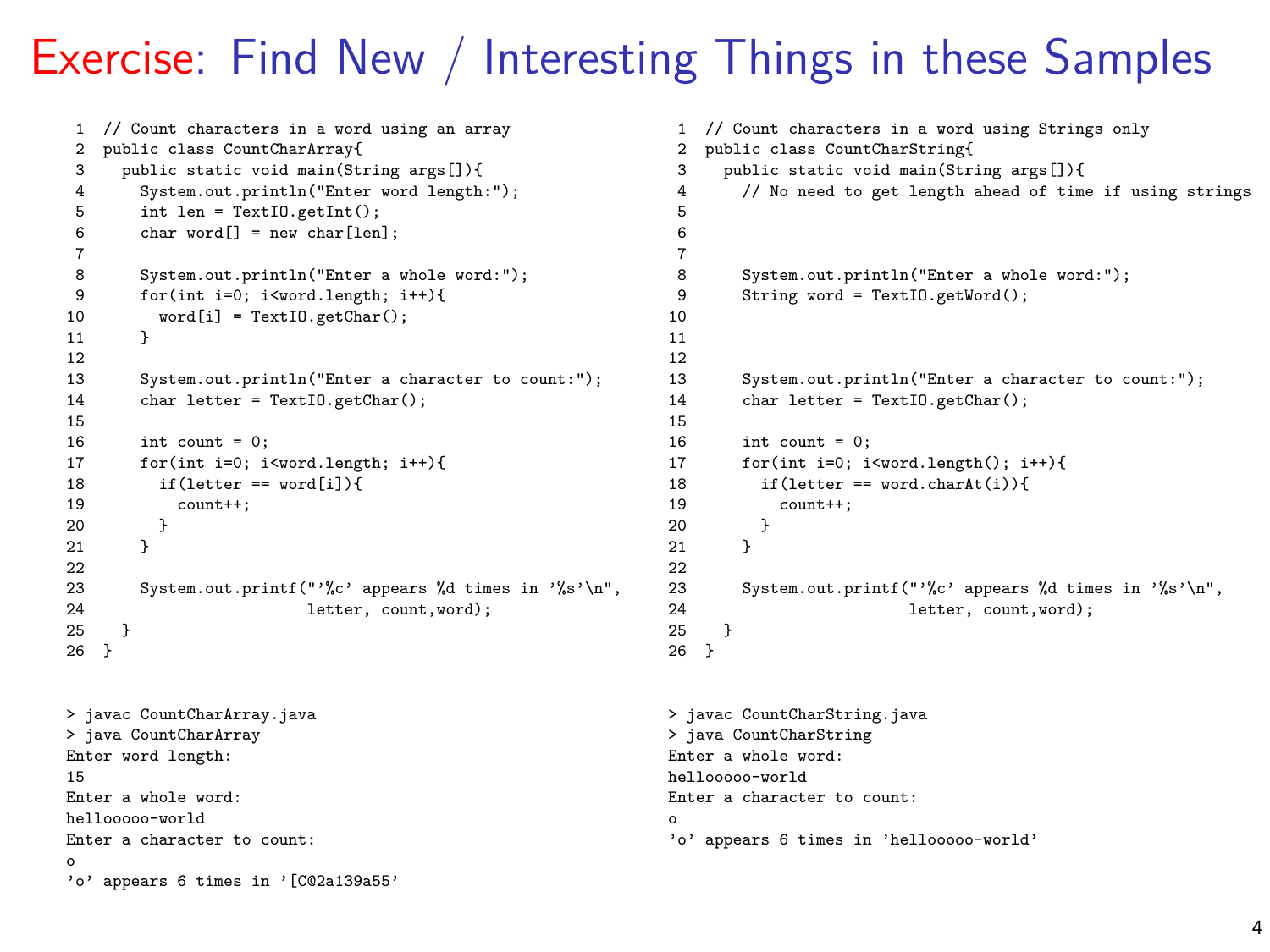# Exercise: Find New / Interesting Things in these Samples

```java
1  // Count characters in a word using an array
2  public class CountCharArray{
3    public static void main(String args[]){
4      System.out.println("Enter word length:");
5      int len = TextIO.getInt();
6      char word[] = new char[len];
7
8      System.out.println("Enter a whole word:");
9      for(int i=0; i<word.length; i++){
10       word[i] = TextIO.getChar();
11     }
12
13     System.out.println("Enter a character to count:");
14     char letter = TextIO.getChar();
15
16     int count = 0;
17     for(int i=0; i<word.length; i++){
18       if(letter == word[i]){
19         count++;
20       }
21     }
22
23     System.out.printf("'%c' appears %d times in '%s'\n",
24                       letter, count,word);
25   }
26 }
```

```
> javac CountCharArray.java
> java CountCharArray
Enter word length:
15
Enter a whole word:
hellooooo-world
Enter a character to count:
o
'o' appears 6 times in '[C@2a139a55'
```

```java
1  // Count characters in a word using Strings only
2  public class CountCharString{
3    public static void main(String args[]){
4      // No need to get length ahead of time if using strings
5
6
7
8      System.out.println("Enter a whole word:");
9      String word = TextIO.getWord();
10
11
12
13     System.out.println("Enter a character to count:");
14     char letter = TextIO.getChar();
15
16     int count = 0;
17     for(int i=0; i<word.length(); i++){
18       if(letter == word.charAt(i)){
19         count++;
20       }
21     }
22
23     System.out.printf("'%c' appears %d times in '%s'\n",
24                       letter, count,word);
25   }
26 }
```

```
> javac CountCharString.java
> java CountCharString
Enter a whole word:
hellooooo-world
Enter a character to count:
o
'o' appears 6 times in 'hellooooo-world'
```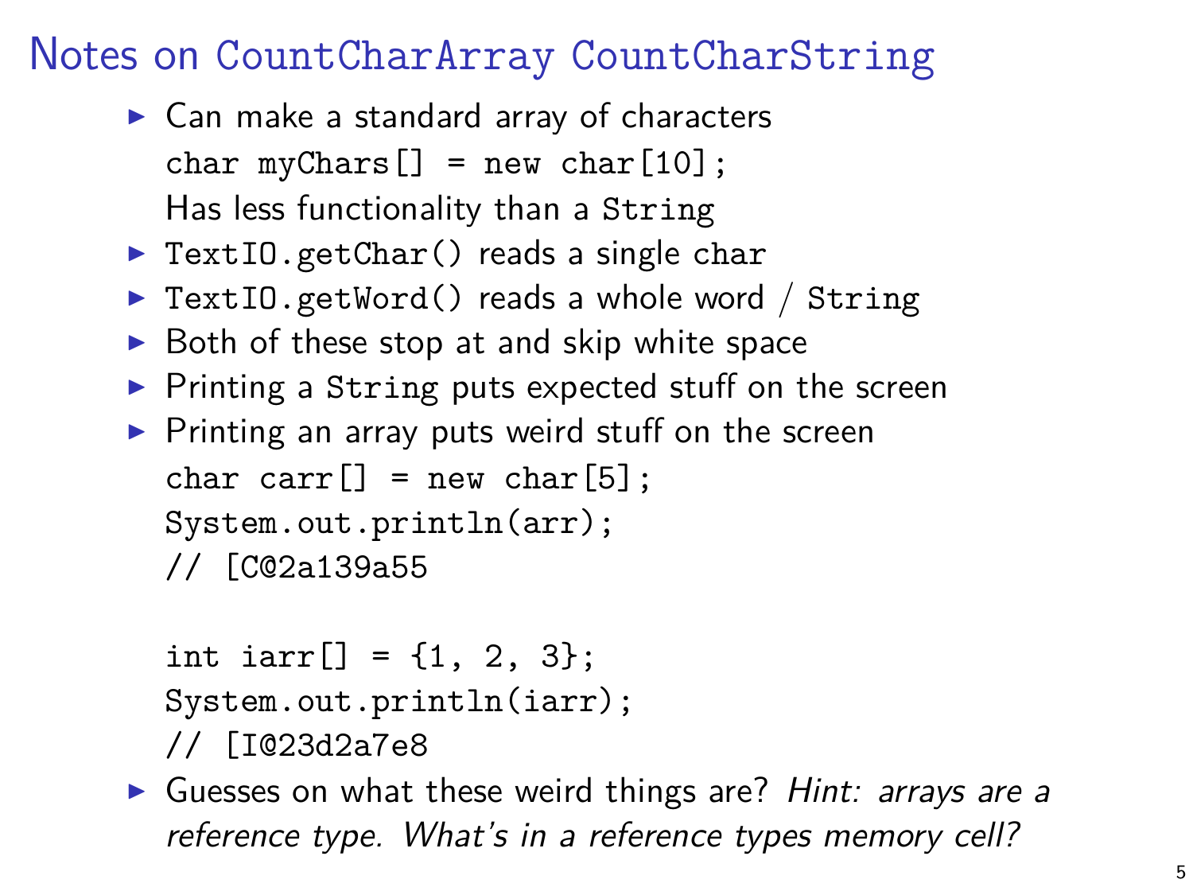# Notes on `CountCharArray` `CountCharString`

- Can make a standard array of characters
  `char myChars[] = new char[10];`
  Has less functionality than a `String`
- `TextIO.getChar()` reads a single `char`
- `TextIO.getWord()` reads a whole word / `String`
- Both of these stop at and skip white space
- Printing a `String` puts expected stuff on the screen
- Printing an array puts weird stuff on the screen

```
char carr[] = new char[5];
System.out.println(arr);
// [C@2a139a55

int iarr[] = {1, 2, 3};
System.out.println(iarr);
// [I@23d2a7e8
```

- Guesses on what these weird things are? *Hint: arrays are a reference type. What's in a reference types memory cell?*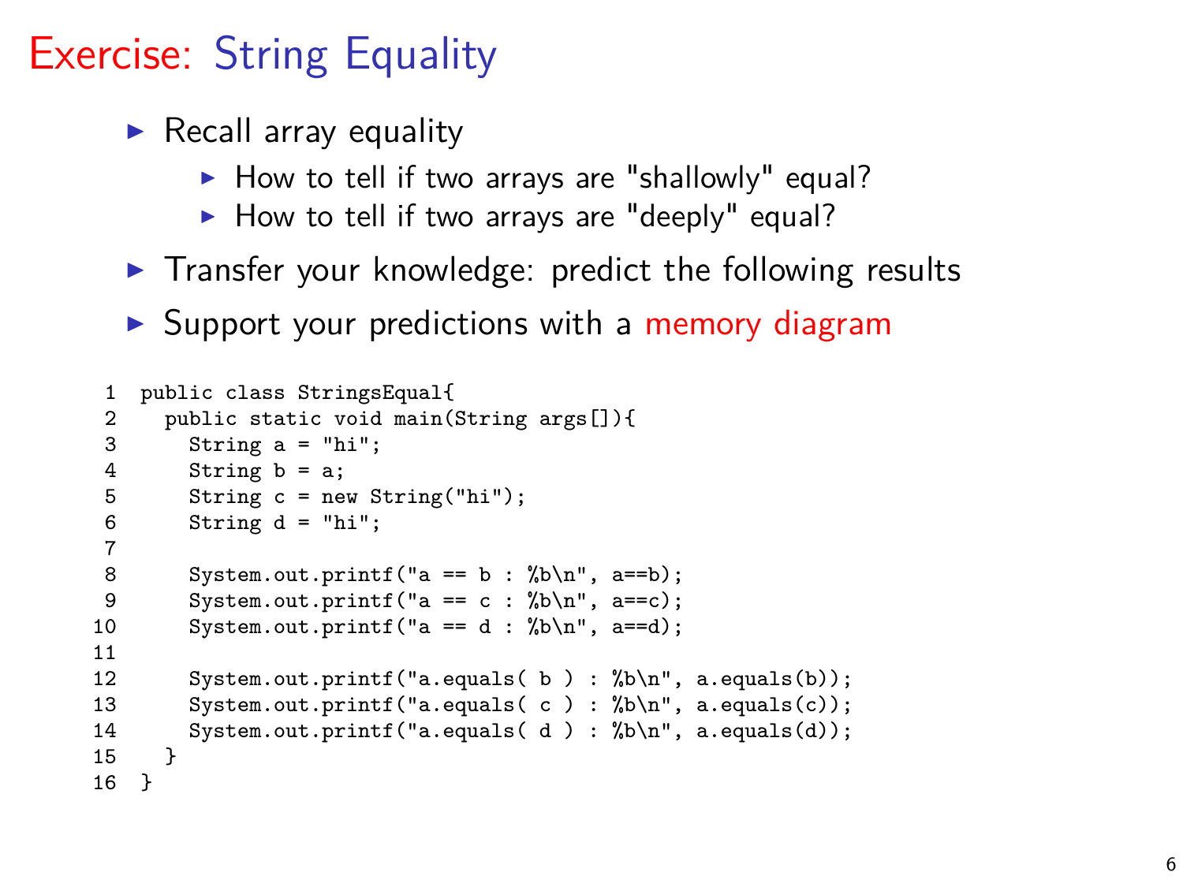# Exercise: String Equality

- Recall array equality
  - How to tell if two arrays are "shallowly" equal?
  - How to tell if two arrays are "deeply" equal?
- Transfer your knowledge: predict the following results
- Support your predictions with a memory diagram

```
 1  public class StringsEqual{
 2    public static void main(String args[]){
 3      String a = "hi";
 4      String b = a;
 5      String c = new String("hi");
 6      String d = "hi";
 7
 8      System.out.printf("a == b : %b\n", a==b);
 9      System.out.printf("a == c : %b\n", a==c);
10      System.out.printf("a == d : %b\n", a==d);
11
12      System.out.printf("a.equals( b ) : %b\n", a.equals(b));
13      System.out.printf("a.equals( c ) : %b\n", a.equals(c));
14      System.out.printf("a.equals( d ) : %b\n", a.equals(d));
15    }
16  }
```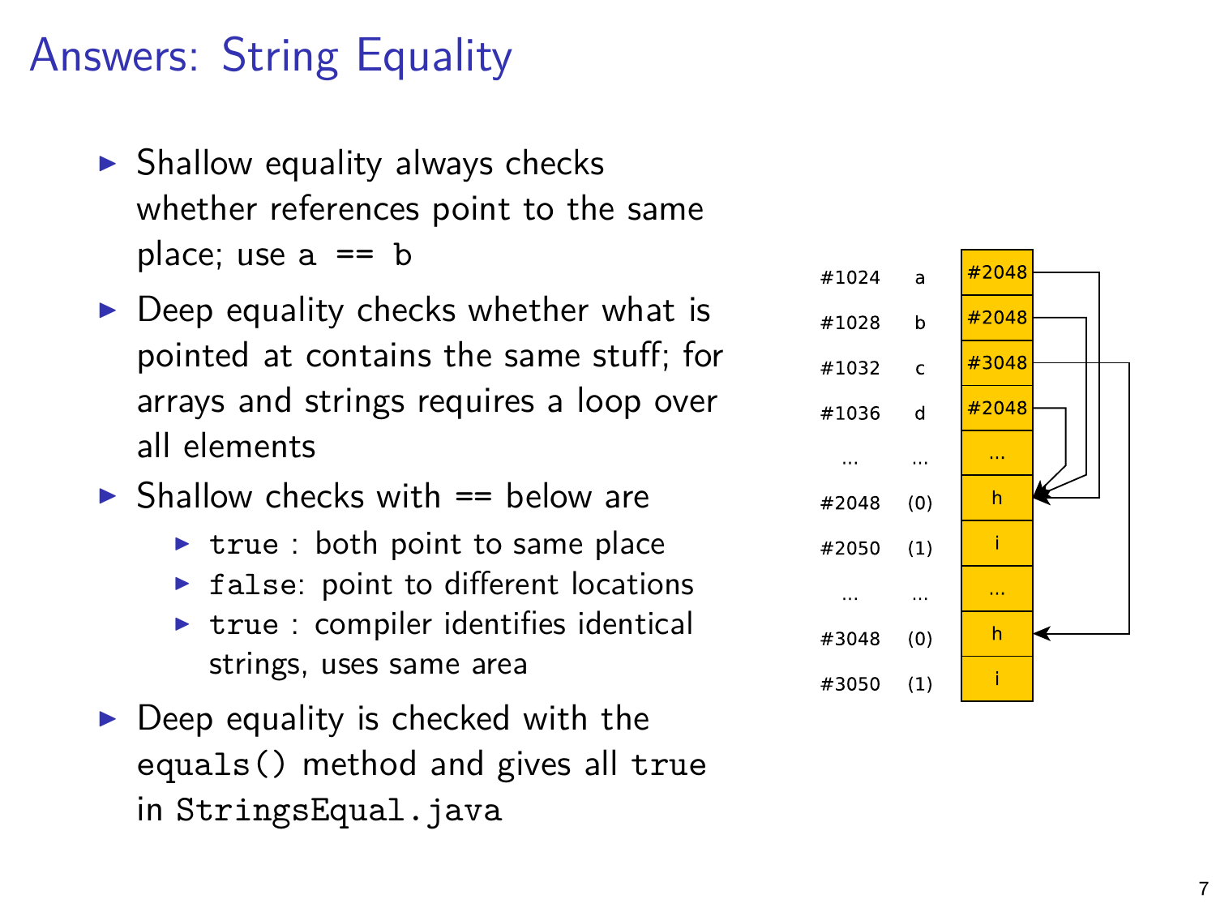# Answers: String Equality

- Shallow equality always checks whether references point to the same place; use `a == b`
- Deep equality checks whether what is pointed at contains the same stuff; for arrays and strings requires a loop over all elements
- Shallow checks with == below are
  - `true` : both point to same place
  - `false`: point to different locations
  - `true` : compiler identifies identical strings, uses same area
- Deep equality is checked with the `equals()` method and gives all `true` in `StringsEqual.java`

| Address | Name | Value |
|---|---|---|
| #1024 | a | #2048 |
| #1028 | b | #2048 |
| #1032 | c | #3048 |
| #1036 | d | #2048 |
| ... | ... | ... |
| #2048 | (0) | h |
| #2050 | (1) | i |
| ... | ... | ... |
| #3048 | (0) | h |
| #3050 | (1) | i |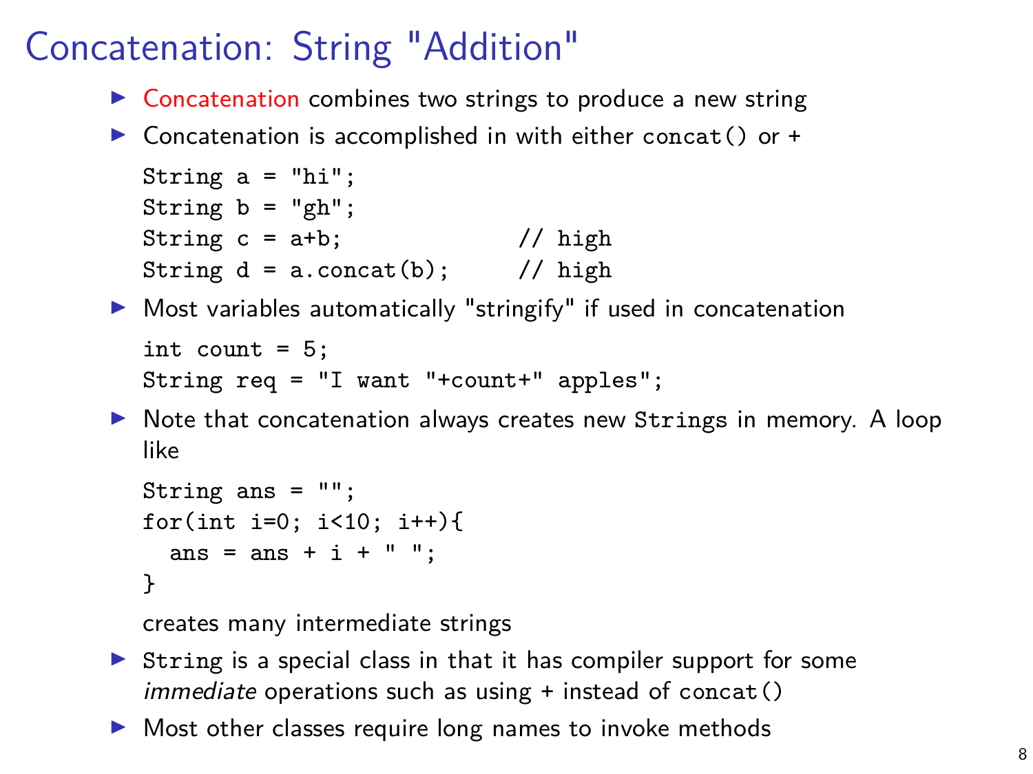# Concatenation: String "Addition"

- Concatenation combines two strings to produce a new string
- Concatenation is accomplished in with either `concat()` or `+`

  ```
  String a = "hi";
  String b = "gh";
  String c = a+b;              // high
  String d = a.concat(b);      // high
  ```

- Most variables automatically "stringify" if used in concatenation

  ```
  int count = 5;
  String req = "I want "+count+" apples";
  ```

- Note that concatenation always creates new `String`s in memory. A loop like

  ```
  String ans = "";
  for(int i=0; i<10; i++){
    ans = ans + i + " ";
  }
  ```

  creates many intermediate strings

- `String` is a special class in that it has compiler support for some *immediate* operations such as using `+` instead of `concat()`
- Most other classes require long names to invoke methods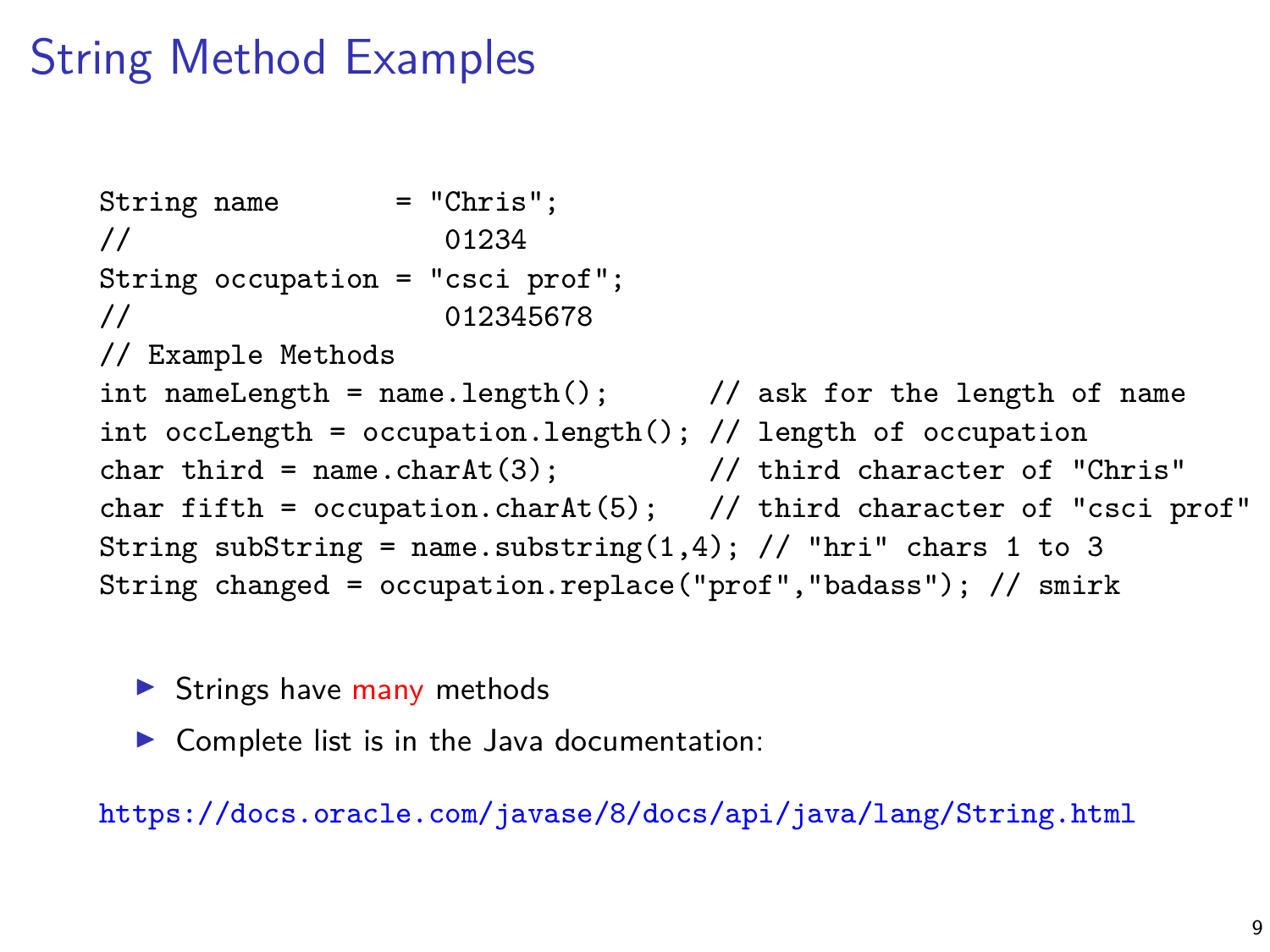# String Method Examples

```
String name       = "Chris";
//                   01234
String occupation = "csci prof";
//                   012345678
// Example Methods
int nameLength = name.length();      // ask for the length of name
int occLength = occupation.length(); // length of occupation
char third = name.charAt(3);         // third character of "Chris"
char fifth = occupation.charAt(5);   // third character of "csci prof"
String subString = name.substring(1,4); // "hri" chars 1 to 3
String changed = occupation.replace("prof","badass"); // smirk
```

- Strings have many methods
- Complete list is in the Java documentation:

https://docs.oracle.com/javase/8/docs/api/java/lang/String.html